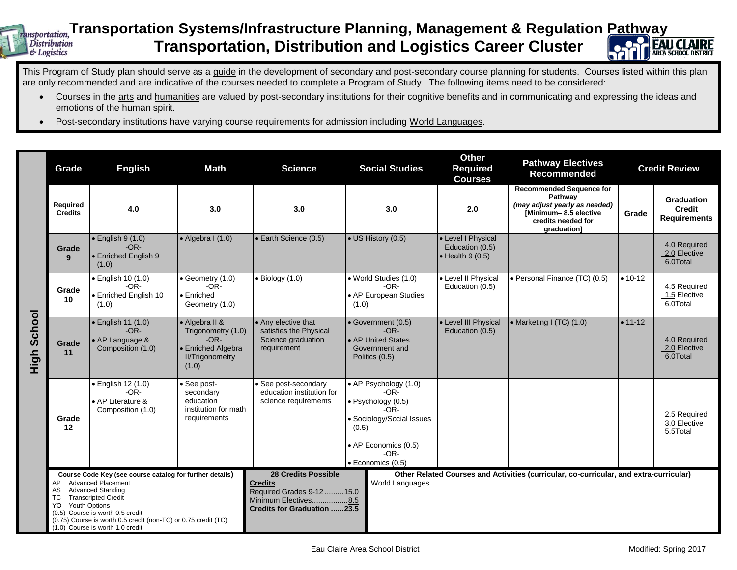# Transportation Systems/Infrastructure Planning, Management & Regulation Pathway
## Transportation, Distribution and Logistics Career Cluster

This Program of Study plan should serve as a guide in the development of secondary and post-secondary course planning for students. Courses listed within this plan are only recommended and are indicative of the courses needed to complete a Program of Study. The following items need to be considered:

- Courses in the arts and humanities are valued by post-secondary institutions for their cognitive benefits and in communicating and expressing the ideas and emotions of the human spirit.
- Post-secondary institutions have varying course requirements for admission including World Languages.

| | Grade | English | Math | Science | Social Studies | Other Required Courses | Pathway Electives Recommended | Credit Review | |
|---|---|---|---|---|---|---|---|---|---|
| **High School** | **Required Credits** | **4.0** | **3.0** | **3.0** | **3.0** | **2.0** | **Recommended Sequence for Pathway** *(may adjust yearly as needed)* **[Minimum– 8.5 elective credits needed for graduation]** | **Grade** | **Graduation Credit Requirements** |
| | **Grade 9** | • English 9 (1.0) -OR- • Enriched English 9 (1.0) | • Algebra I (1.0) | • Earth Science (0.5) | • US History (0.5) | • Level I Physical Education (0.5) • Health 9 (0.5) | | | 4.0 Required 2.0 Elective 6.0Total |
| | **Grade 10** | • English 10 (1.0) -OR- • Enriched English 10 (1.0) | • Geometry (1.0) -OR- • Enriched Geometry (1.0) | • Biology (1.0) | • World Studies (1.0) -OR- • AP European Studies (1.0) | • Level II Physical Education (0.5) | • Personal Finance (TC) (0.5) | • 10-12 | 4.5 Required 1.5 Elective 6.0Total |
| | **Grade 11** | • English 11 (1.0) -OR- • AP Language & Composition (1.0) | • Algebra II & Trigonometry (1.0) -OR- • Enriched Algebra II/Trigonometry (1.0) | • Any elective that satisfies the Physical Science graduation requirement | • Government (0.5) -OR- • AP United States Government and Politics (0.5) | • Level III Physical Education (0.5) | • Marketing I (TC) (1.0) | • 11-12 | 4.0 Required 2.0 Elective 6.0Total |
| | **Grade 12** | • English 12 (1.0) -OR- • AP Literature & Composition (1.0) | • See post-secondary education institution for math requirements | • See post-secondary education institution for science requirements | • AP Psychology (1.0) -OR- • Psychology (0.5) -OR- • Sociology/Social Issues (0.5) • AP Economics (0.5) -OR- • Economics (0.5) | | | | 2.5 Required 3.0 Elective 5.5Total |

| Course Code Key (see course catalog for further details) | 28 Credits Possible | Other Related Courses and Activities (curricular, co-curricular, and extra-curricular) |
|---|---|---|
| AP Advanced Placement<br>AS Advanced Standing<br>TC Transcripted Credit<br>YO Youth Options<br>(0.5) Course is worth 0.5 credit<br>(0.75) Course is worth 0.5 credit (non-TC) or 0.75 credit (TC)<br>(1.0) Course is worth 1.0 credit | **Credits**<br>Required Grades 9-12 .........15.0<br>Minimum Electives.................8.5<br>**Credits for Graduation ......23.5** | World Languages |

Eau Claire Area School District

Modified: Spring 2017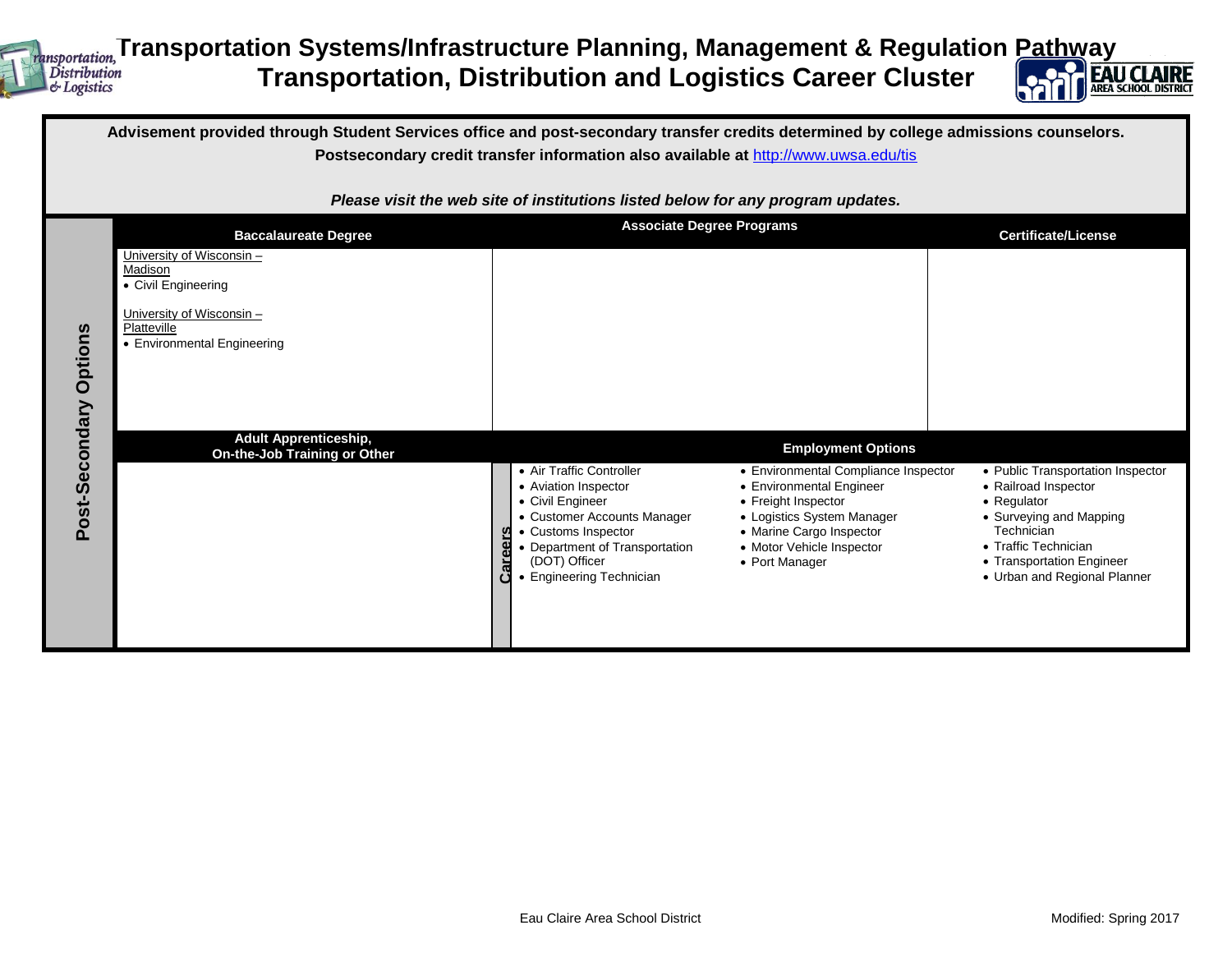# Transportation Systems/Infrastructure Planning, Management & Regulation Pathway
## Transportation, Distribution and Logistics Career Cluster

**Advisement provided through Student Services office and post-secondary transfer credits determined by college admissions counselors.**
**Postsecondary credit transfer information also available at http://www.uwsa.edu/tis**

***Please visit the web site of institutions listed below for any program updates.***

## Post-Secondary Options

| Baccalaureate Degree | Associate Degree Programs | Certificate/License |
|---|---|---|
| University of Wisconsin – Madison<br>• Civil Engineering<br><br>University of Wisconsin – Platteville<br>• Environmental Engineering | | |

| Adult Apprenticeship, On-the-Job Training or Other | Employment Options |
|---|---|
| | **Careers**<br>• Air Traffic Controller<br>• Aviation Inspector<br>• Civil Engineer<br>• Customer Accounts Manager<br>• Customs Inspector<br>• Department of Transportation (DOT) Officer<br>• Engineering Technician<br>• Environmental Compliance Inspector<br>• Environmental Engineer<br>• Freight Inspector<br>• Logistics System Manager<br>• Marine Cargo Inspector<br>• Motor Vehicle Inspector<br>• Port Manager<br>• Public Transportation Inspector<br>• Railroad Inspector<br>• Regulator<br>• Surveying and Mapping Technician<br>• Traffic Technician<br>• Transportation Engineer<br>• Urban and Regional Planner |

Eau Claire Area School District

Modified: Spring 2017